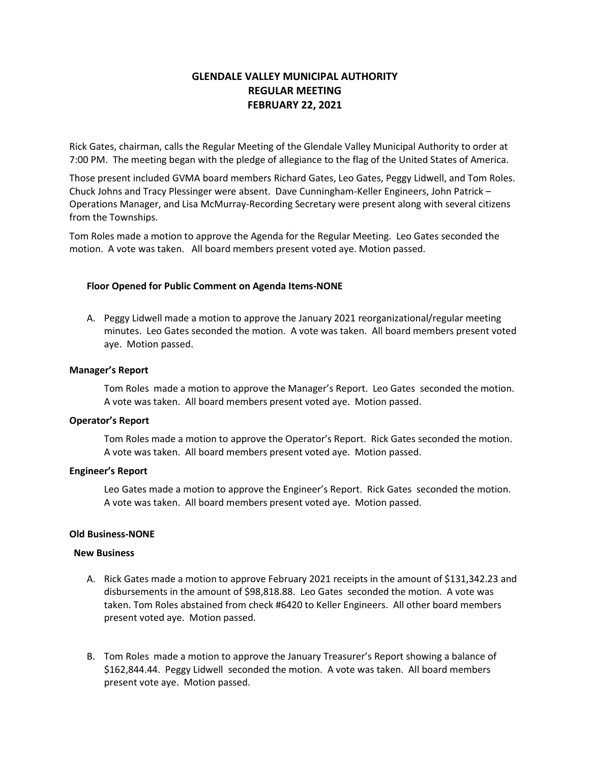# GLENDALE VALLEY MUNICIPAL AUTHORITY
# REGULAR MEETING
# FEBRUARY 22, 2021

Rick Gates, chairman, calls the Regular Meeting of the Glendale Valley Municipal Authority to order at 7:00 PM. The meeting began with the pledge of allegiance to the flag of the United States of America.

Those present included GVMA board members Richard Gates, Leo Gates, Peggy Lidwell, and Tom Roles. Chuck Johns and Tracy Plessinger were absent. Dave Cunningham-Keller Engineers, John Patrick – Operations Manager, and Lisa McMurray-Recording Secretary were present along with several citizens from the Townships.

Tom Roles made a motion to approve the Agenda for the Regular Meeting. Leo Gates seconded the motion. A vote was taken. All board members present voted aye. Motion passed.

**Floor Opened for Public Comment on Agenda Items-NONE**

A. Peggy Lidwell made a motion to approve the January 2021 reorganizational/regular meeting minutes. Leo Gates seconded the motion. A vote was taken. All board members present voted aye. Motion passed.

**Manager's Report**

Tom Roles made a motion to approve the Manager's Report. Leo Gates seconded the motion. A vote was taken. All board members present voted aye. Motion passed.

**Operator's Report**

Tom Roles made a motion to approve the Operator's Report. Rick Gates seconded the motion. A vote was taken. All board members present voted aye. Motion passed.

**Engineer's Report**

Leo Gates made a motion to approve the Engineer's Report. Rick Gates seconded the motion. A vote was taken. All board members present voted aye. Motion passed.

**Old Business-NONE**

**New Business**

A. Rick Gates made a motion to approve February 2021 receipts in the amount of $131,342.23 and disbursements in the amount of $98,818.88. Leo Gates seconded the motion. A vote was taken. Tom Roles abstained from check #6420 to Keller Engineers. All other board members present voted aye. Motion passed.

B. Tom Roles made a motion to approve the January Treasurer's Report showing a balance of $162,844.44. Peggy Lidwell seconded the motion. A vote was taken. All board members present vote aye. Motion passed.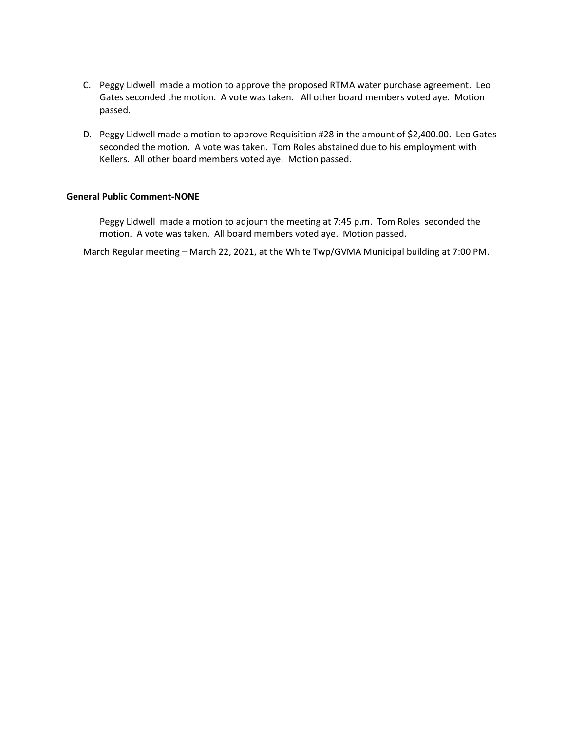C. Peggy Lidwell made a motion to approve the proposed RTMA water purchase agreement. Leo Gates seconded the motion. A vote was taken. All other board members voted aye. Motion passed.

D. Peggy Lidwell made a motion to approve Requisition #28 in the amount of $2,400.00. Leo Gates seconded the motion. A vote was taken. Tom Roles abstained due to his employment with Kellers. All other board members voted aye. Motion passed.

**General Public Comment-NONE**

Peggy Lidwell made a motion to adjourn the meeting at 7:45 p.m. Tom Roles seconded the motion. A vote was taken. All board members voted aye. Motion passed.

March Regular meeting – March 22, 2021, at the White Twp/GVMA Municipal building at 7:00 PM.